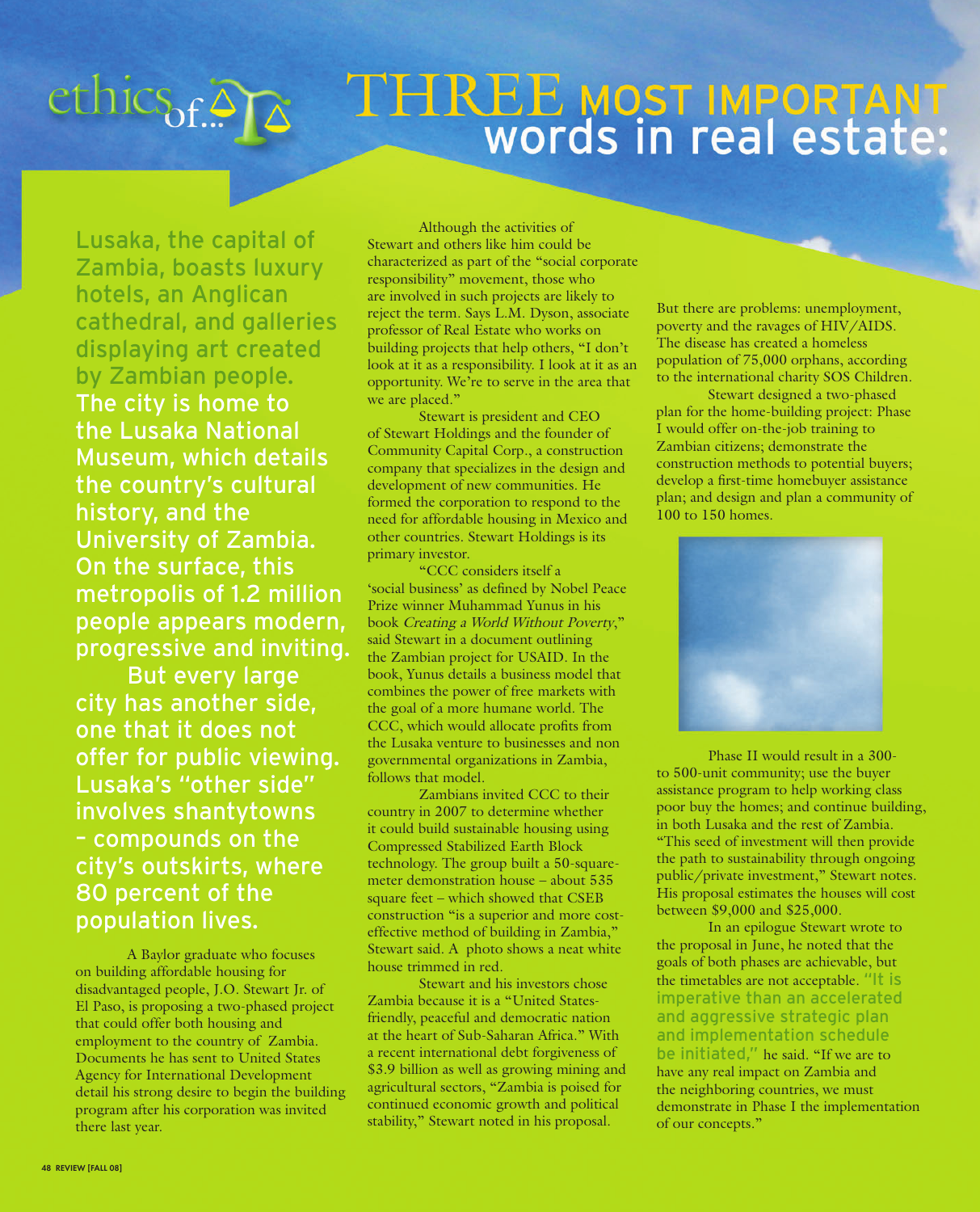ethics of...

# THREE MOST IMPORTANT words in real estate:

Lusaka, the capital of Zambia, boasts luxury hotels, an Anglican cathedral, and galleries displaying art created by Zambian people. The city is home to the Lusaka National Museum, which details the country's cultural history, and the University of Zambia. On the surface, this metropolis of 1.2 million people appears modern, progressive and inviting.

But every large city has another side, one that it does not offer for public viewing. Lusaka's "other side" involves shantytowns – compounds on the city's outskirts, where 80 percent of the population lives.

A Baylor graduate who focuses on building affordable housing for disadvantaged people, J.O. Stewart Jr. of El Paso, is proposing a two-phased project that could offer both housing and employment to the country of Zambia. Documents he has sent to United States Agency for International Development detail his strong desire to begin the building program after his corporation was invited there last year.

Although the activities of Stewart and others like him could be characterized as part of the "social corporate responsibility" movement, those who are involved in such projects are likely to reject the term. Says L.M. Dyson, associate professor of Real Estate who works on building projects that help others, "I don't look at it as a responsibility. I look at it as an opportunity. We're to serve in the area that we are placed."

Stewart is president and CEO of Stewart Holdings and the founder of Community Capital Corp., a construction company that specializes in the design and development of new communities. He formed the corporation to respond to the need for affordable housing in Mexico and other countries. Stewart Holdings is its primary investor.

"CCC considers itself a 'social business' as defined by Nobel Peace Prize winner Muhammad Yunus in his book *Creating a World Without Poverty*," said Stewart in a document outlining the Zambian project for USAID. In the book, Yunus details a business model that combines the power of free markets with the goal of a more humane world. The CCC, which would allocate profits from the Lusaka venture to businesses and non governmental organizations in Zambia, follows that model.

Zambians invited CCC to their country in 2007 to determine whether it could build sustainable housing using Compressed Stabilized Earth Block technology. The group built a 50-square-meter demonstration house – about 535 square feet – which showed that CSEB construction "is a superior and more cost-effective method of building in Zambia," Stewart said. A photo shows a neat white house trimmed in red.

Stewart and his investors chose Zambia because it is a "United States-friendly, peaceful and democratic nation at the heart of Sub-Saharan Africa." With a recent international debt forgiveness of $3.9 billion as well as growing mining and agricultural sectors, "Zambia is poised for continued economic growth and political stability," Stewart noted in his proposal.

But there are problems: unemployment, poverty and the ravages of HIV/AIDS. The disease has created a homeless population of 75,000 orphans, according to the international charity SOS Children.

Stewart designed a two-phased plan for the home-building project: Phase I would offer on-the-job training to Zambian citizens; demonstrate the construction methods to potential buyers; develop a first-time homebuyer assistance plan; and design and plan a community of 100 to 150 homes.

Phase II would result in a 300- to 500-unit community; use the buyer assistance program to help working class poor buy the homes; and continue building, in both Lusaka and the rest of Zambia. "This seed of investment will then provide the path to sustainability through ongoing public/private investment," Stewart notes. His proposal estimates the houses will cost between $9,000 and $25,000.

In an epilogue Stewart wrote to the proposal in June, he noted that the goals of both phases are achievable, but the timetables are not acceptable. "It is imperative than an accelerated and aggressive strategic plan and implementation schedule be initiated," he said. "If we are to have any real impact on Zambia and the neighboring countries, we must demonstrate in Phase I the implementation of our concepts."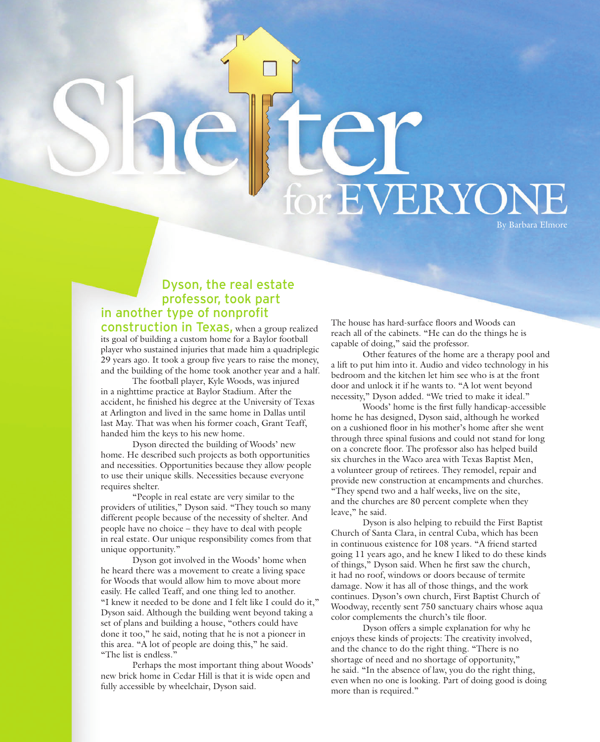# Shelter for EVERYONE

By Barbara Elmore

**Dyson, the real estate professor, took part in another type of nonprofit construction in Texas,** when a group realized its goal of building a custom home for a Baylor football player who sustained injuries that made him a quadriplegic 29 years ago. It took a group five years to raise the money, and the building of the home took another year and a half.

The football player, Kyle Woods, was injured in a nighttime practice at Baylor Stadium. After the accident, he finished his degree at the University of Texas at Arlington and lived in the same home in Dallas until last May. That was when his former coach, Grant Teaff, handed him the keys to his new home.

Dyson directed the building of Woods' new home. He described such projects as both opportunities and necessities. Opportunities because they allow people to use their unique skills. Necessities because everyone requires shelter.

"People in real estate are very similar to the providers of utilities," Dyson said. "They touch so many different people because of the necessity of shelter. And people have no choice – they have to deal with people in real estate. Our unique responsibility comes from that unique opportunity."

Dyson got involved in the Woods' home when he heard there was a movement to create a living space for Woods that would allow him to move about more easily. He called Teaff, and one thing led to another. "I knew it needed to be done and I felt like I could do it," Dyson said. Although the building went beyond taking a set of plans and building a house, "others could have done it too," he said, noting that he is not a pioneer in this area. "A lot of people are doing this," he said. "The list is endless."

Perhaps the most important thing about Woods' new brick home in Cedar Hill is that it is wide open and fully accessible by wheelchair, Dyson said. The house has hard-surface floors and Woods can reach all of the cabinets. "He can do the things he is capable of doing," said the professor.

Other features of the home are a therapy pool and a lift to put him into it. Audio and video technology in his bedroom and the kitchen let him see who is at the front door and unlock it if he wants to. "A lot went beyond necessity," Dyson added. "We tried to make it ideal."

Woods' home is the first fully handicap-accessible home he has designed, Dyson said, although he worked on a cushioned floor in his mother's home after she went through three spinal fusions and could not stand for long on a concrete floor. The professor also has helped build six churches in the Waco area with Texas Baptist Men, a volunteer group of retirees. They remodel, repair and provide new construction at encampments and churches. "They spend two and a half weeks, live on the site, and the churches are 80 percent complete when they leave," he said.

Dyson is also helping to rebuild the First Baptist Church of Santa Clara, in central Cuba, which has been in continuous existence for 108 years. "A friend started going 11 years ago, and he knew I liked to do these kinds of things," Dyson said. When he first saw the church, it had no roof, windows or doors because of termite damage. Now it has all of those things, and the work continues. Dyson's own church, First Baptist Church of Woodway, recently sent 750 sanctuary chairs whose aqua color complements the church's tile floor.

Dyson offers a simple explanation for why he enjoys these kinds of projects: The creativity involved, and the chance to do the right thing. "There is no shortage of need and no shortage of opportunity," he said. "In the absence of law, you do the right thing, even when no one is looking. Part of doing good is doing more than is required."